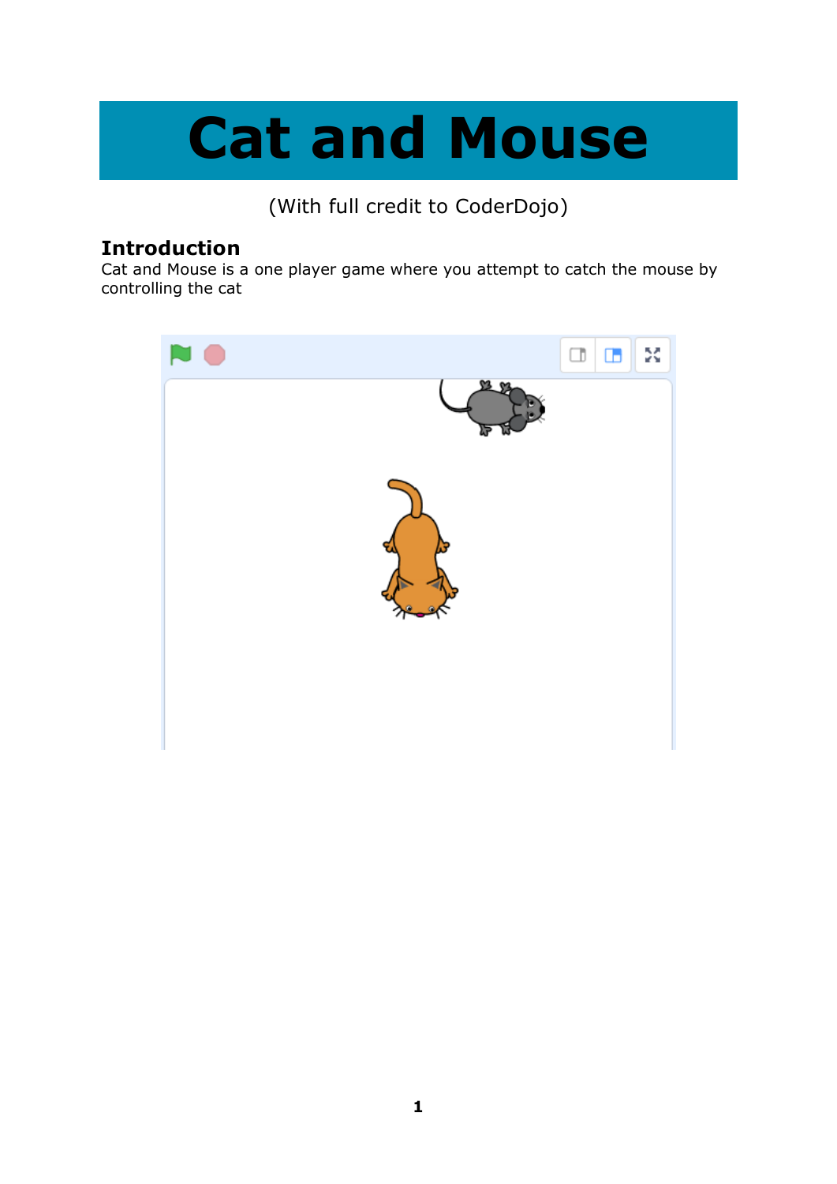# Cat and Mouse

(With full credit to CoderDojo)

## Introduction

Cat and Mouse is a one player game where you attempt to catch the mouse by controlling the cat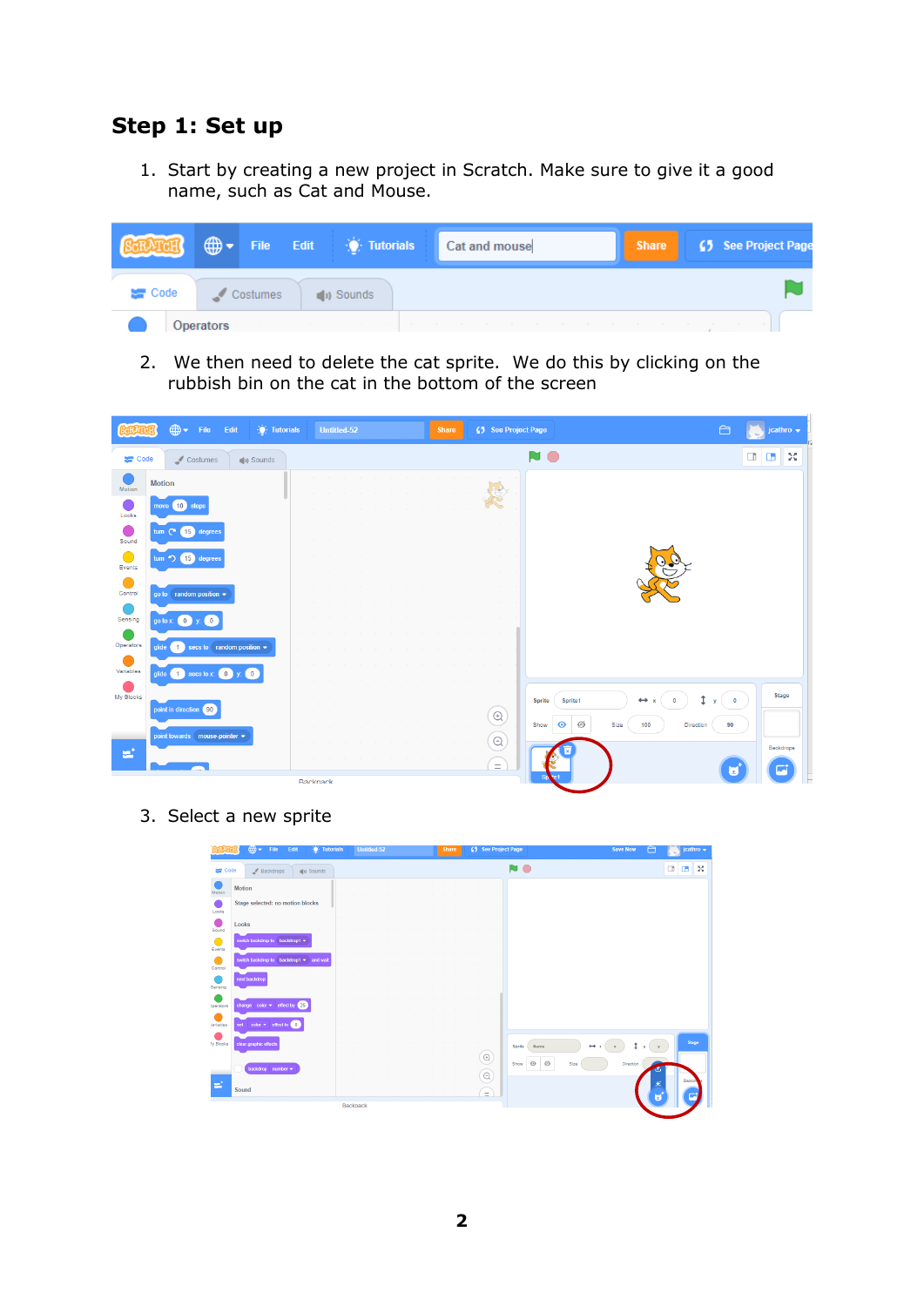## Step 1: Set up

1. Start by creating a new project in Scratch. Make sure to give it a good name, such as Cat and Mouse.

2. We then need to delete the cat sprite. We do this by clicking on the rubbish bin on the cat in the bottom of the screen

3. Select a new sprite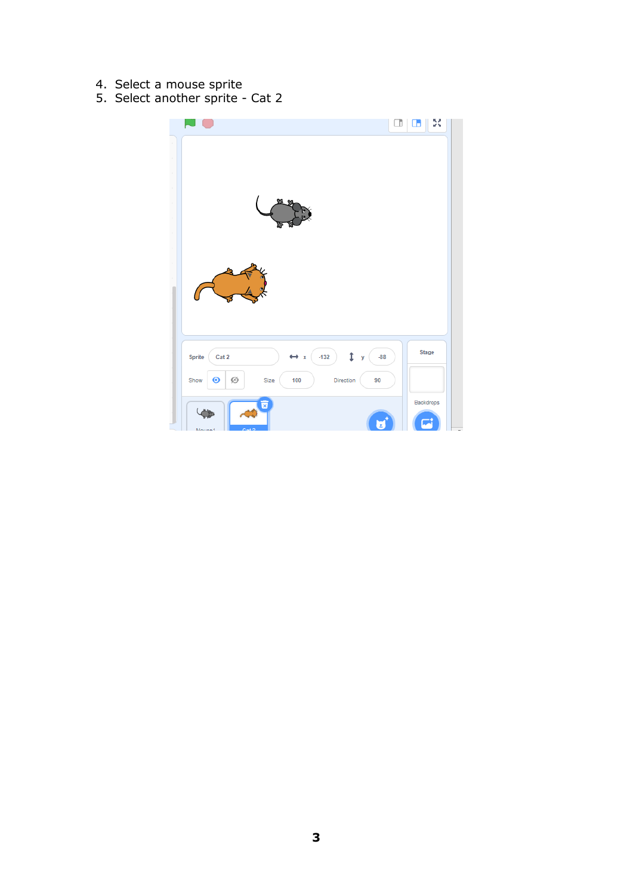4. Select a mouse sprite
5. Select another sprite - Cat 2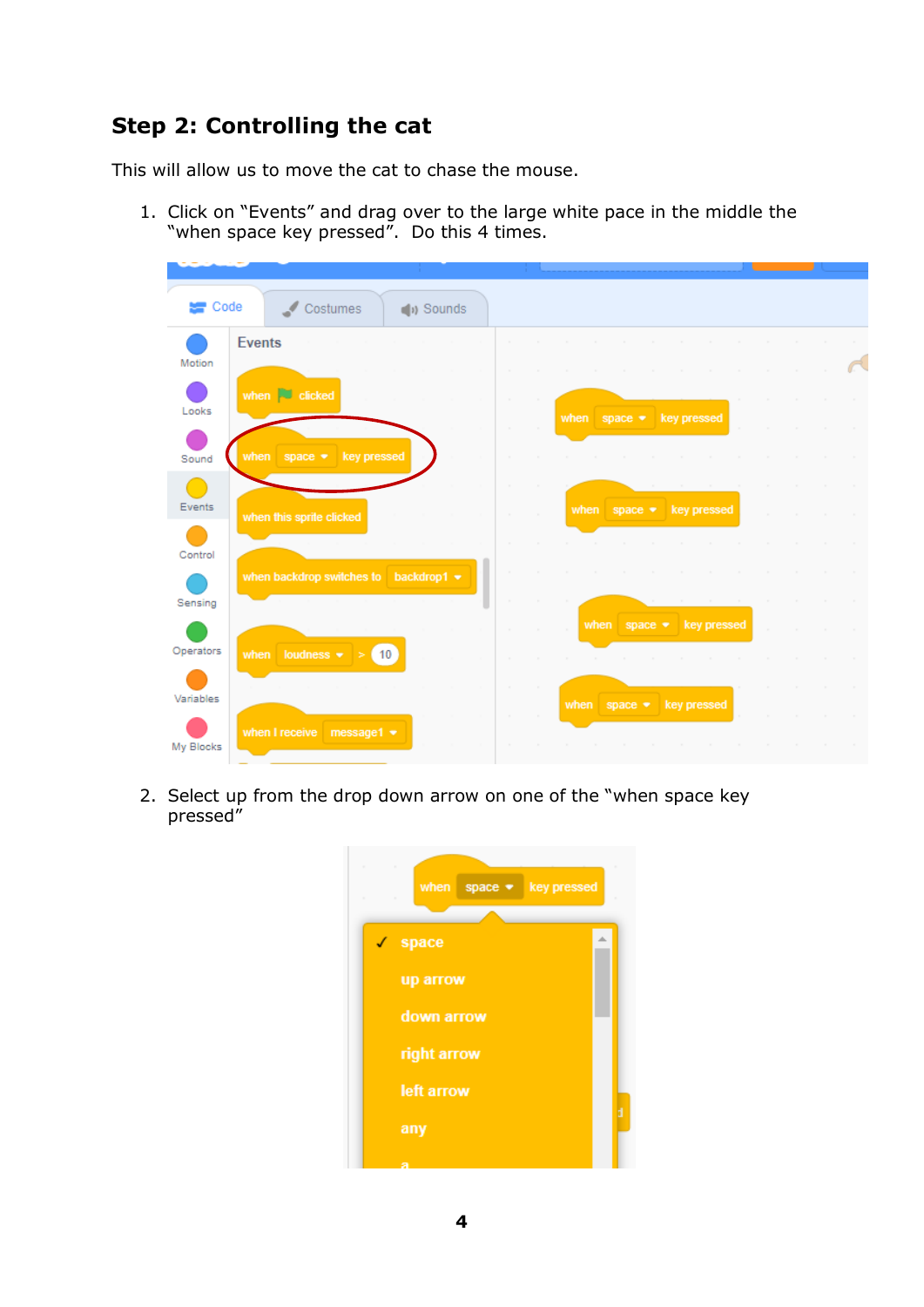## Step 2: Controlling the cat

This will allow us to move the cat to chase the mouse.

1. Click on “Events” and drag over to the large white pace in the middle the “when space key pressed”. Do this 4 times.

2. Select up from the drop down arrow on one of the “when space key pressed”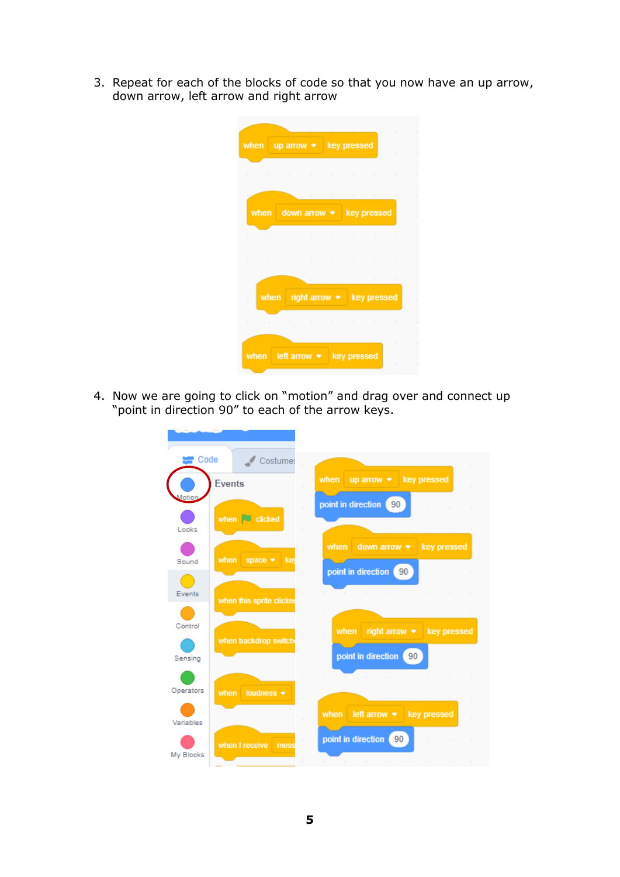3. Repeat for each of the blocks of code so that you now have an up arrow, down arrow, left arrow and right arrow

4. Now we are going to click on "motion" and drag over and connect up "point in direction 90" to each of the arrow keys.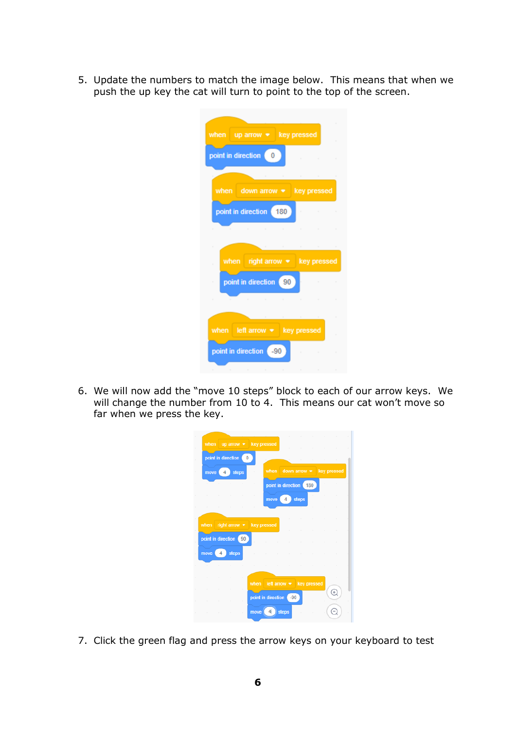5. Update the numbers to match the image below. This means that when we push the up key the cat will turn to point to the top of the screen.

6. We will now add the "move 10 steps" block to each of our arrow keys. We will change the number from 10 to 4. This means our cat won't move so far when we press the key.

7. Click the green flag and press the arrow keys on your keyboard to test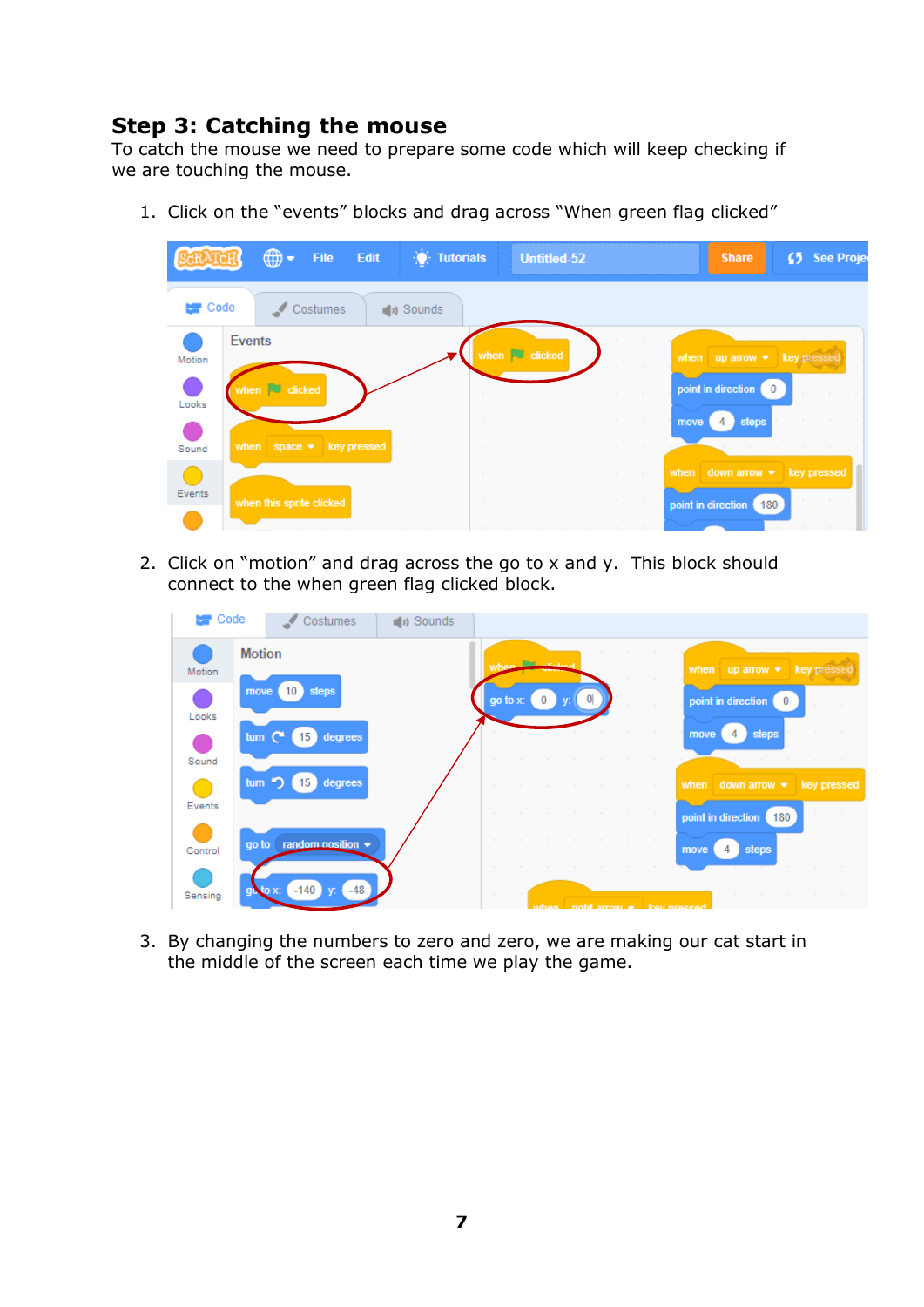## Step 3: Catching the mouse

To catch the mouse we need to prepare some code which will keep checking if we are touching the mouse.

1. Click on the "events" blocks and drag across "When green flag clicked"

2. Click on "motion" and drag across the go to x and y. This block should connect to the when green flag clicked block.

3. By changing the numbers to zero and zero, we are making our cat start in the middle of the screen each time we play the game.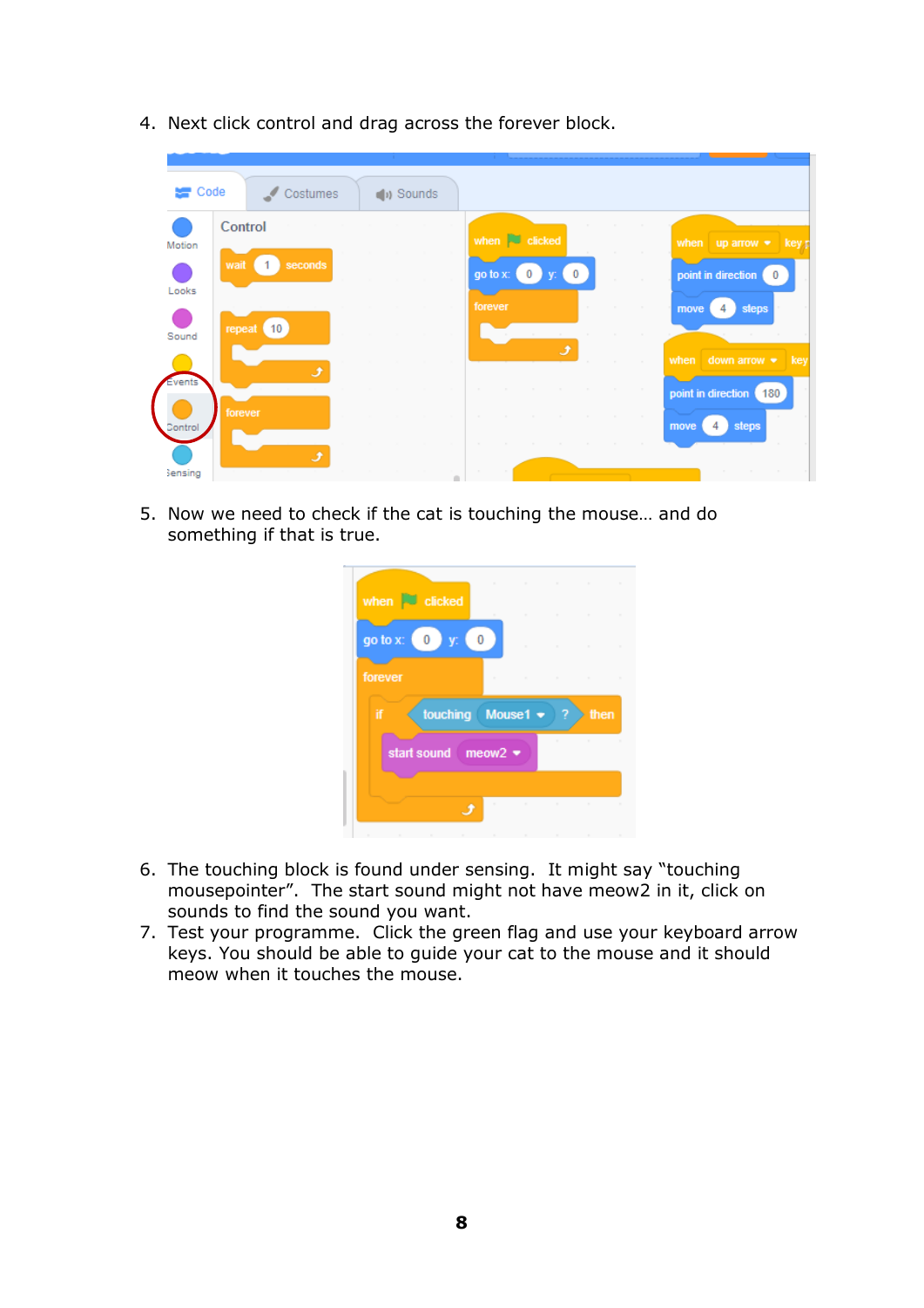4. Next click control and drag across the forever block.

5. Now we need to check if the cat is touching the mouse… and do something if that is true.

6. The touching block is found under sensing. It might say "touching mousepointer". The start sound might not have meow2 in it, click on sounds to find the sound you want.
7. Test your programme. Click the green flag and use your keyboard arrow keys. You should be able to guide your cat to the mouse and it should meow when it touches the mouse.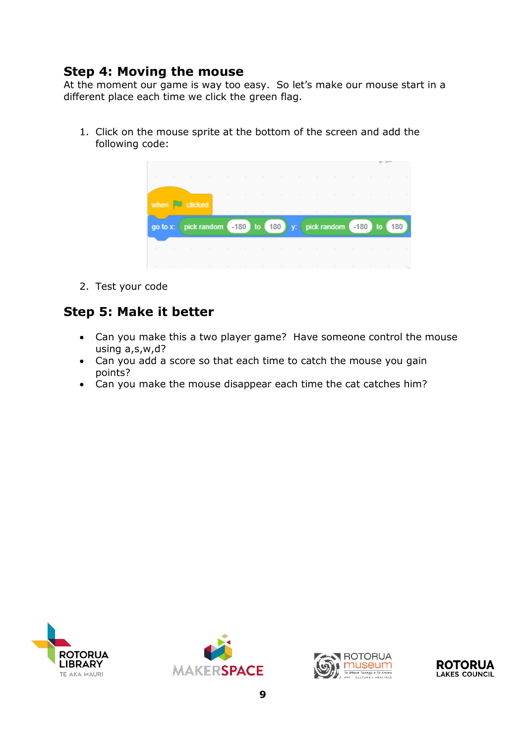## Step 4: Moving the mouse

At the moment our game is way too easy. So let's make our mouse start in a different place each time we click the green flag.

1. Click on the mouse sprite at the bottom of the screen and add the following code:

```
when [green flag] clicked
go to x: (pick random (-180) to (180)) y: (pick random (-180) to (180))
```

2. Test your code

## Step 5: Make it better

- Can you make this a two player game? Have someone control the mouse using a,s,w,d?
- Can you add a score so that each time to catch the mouse you gain points?
- Can you make the mouse disappear each time the cat catches him?